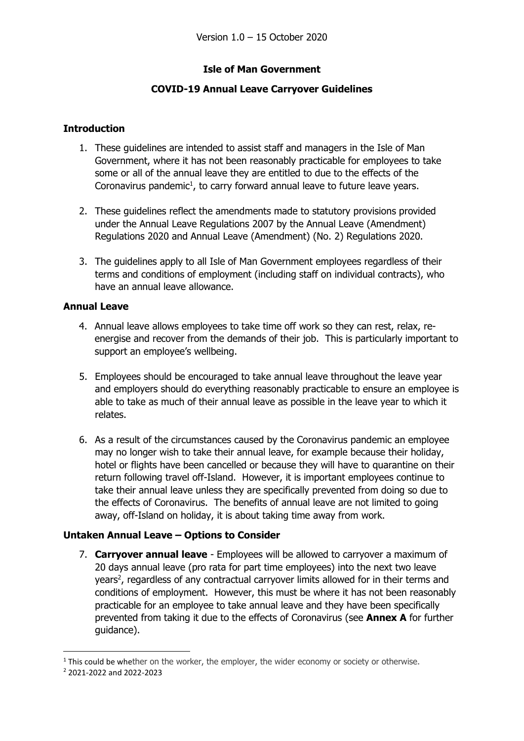Version 1.0 – 15 October 2020

**Isle of Man Government**

**COVID-19 Annual Leave Carryover Guidelines**

## Introduction

1. These guidelines are intended to assist staff and managers in the Isle of Man Government, where it has not been reasonably practicable for employees to take some or all of the annual leave they are entitled to due to the effects of the Coronavirus pandemic[1], to carry forward annual leave to future leave years.

2. These guidelines reflect the amendments made to statutory provisions provided under the Annual Leave Regulations 2007 by the Annual Leave (Amendment) Regulations 2020 and Annual Leave (Amendment) (No. 2) Regulations 2020.

3. The guidelines apply to all Isle of Man Government employees regardless of their terms and conditions of employment (including staff on individual contracts), who have an annual leave allowance.

## Annual Leave

4. Annual leave allows employees to take time off work so they can rest, relax, re-energise and recover from the demands of their job. This is particularly important to support an employee's wellbeing.

5. Employees should be encouraged to take annual leave throughout the leave year and employers should do everything reasonably practicable to ensure an employee is able to take as much of their annual leave as possible in the leave year to which it relates.

6. As a result of the circumstances caused by the Coronavirus pandemic an employee may no longer wish to take their annual leave, for example because their holiday, hotel or flights have been cancelled or because they will have to quarantine on their return following travel off-Island. However, it is important employees continue to take their annual leave unless they are specifically prevented from doing so due to the effects of Coronavirus. The benefits of annual leave are not limited to going away, off-Island on holiday, it is about taking time away from work.

## Untaken Annual Leave – Options to Consider

7. **Carryover annual leave** - Employees will be allowed to carryover a maximum of 20 days annual leave (pro rata for part time employees) into the next two leave years[2], regardless of any contractual carryover limits allowed for in their terms and conditions of employment. However, this must be where it has not been reasonably practicable for an employee to take annual leave and they have been specifically prevented from taking it due to the effects of Coronavirus (see **Annex A** for further guidance).

---

[1] This could be whether on the worker, the employer, the wider economy or society or otherwise.

[2] 2021-2022 and 2022-2023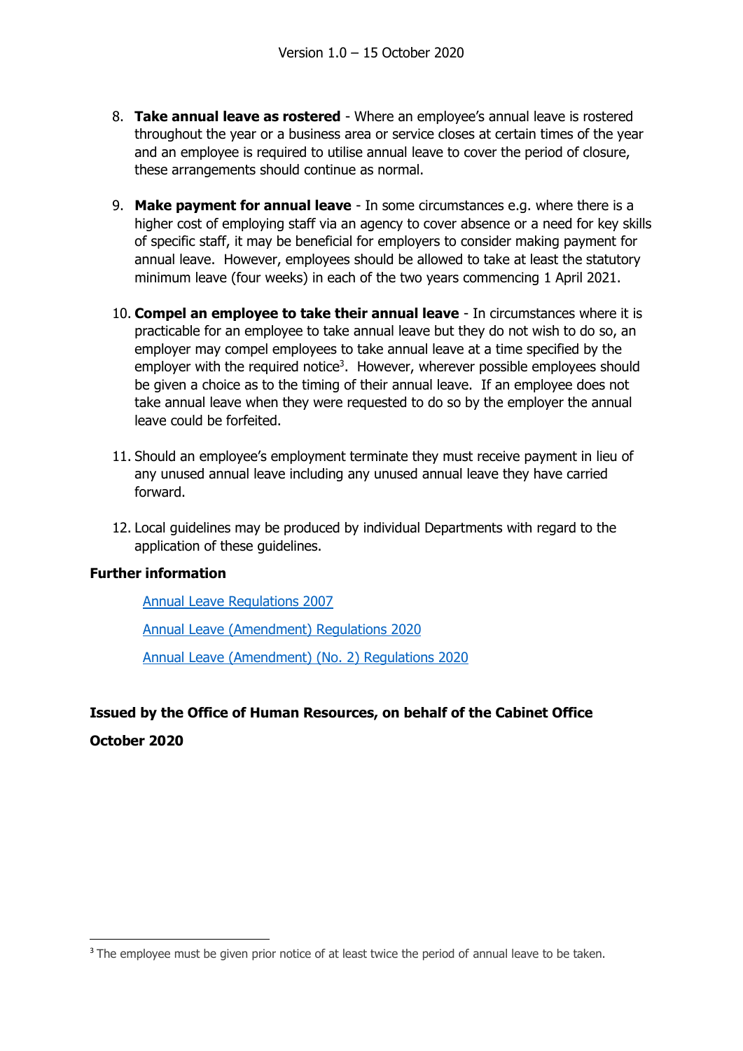8. **Take annual leave as rostered** - Where an employee's annual leave is rostered throughout the year or a business area or service closes at certain times of the year and an employee is required to utilise annual leave to cover the period of closure, these arrangements should continue as normal.

9. **Make payment for annual leave** - In some circumstances e.g. where there is a higher cost of employing staff via an agency to cover absence or a need for key skills of specific staff, it may be beneficial for employers to consider making payment for annual leave. However, employees should be allowed to take at least the statutory minimum leave (four weeks) in each of the two years commencing 1 April 2021.

10. **Compel an employee to take their annual leave** - In circumstances where it is practicable for an employee to take annual leave but they do not wish to do so, an employer may compel employees to take annual leave at a time specified by the employer with the required notice[3]. However, wherever possible employees should be given a choice as to the timing of their annual leave. If an employee does not take annual leave when they were requested to do so by the employer the annual leave could be forfeited.

11. Should an employee's employment terminate they must receive payment in lieu of any unused annual leave including any unused annual leave they have carried forward.

12. Local guidelines may be produced by individual Departments with regard to the application of these guidelines.

**Further information**

Annual Leave Regulations 2007

Annual Leave (Amendment) Regulations 2020

Annual Leave (Amendment) (No. 2) Regulations 2020

**Issued by the Office of Human Resources, on behalf of the Cabinet Office**

**October 2020**

[3] The employee must be given prior notice of at least twice the period of annual leave to be taken.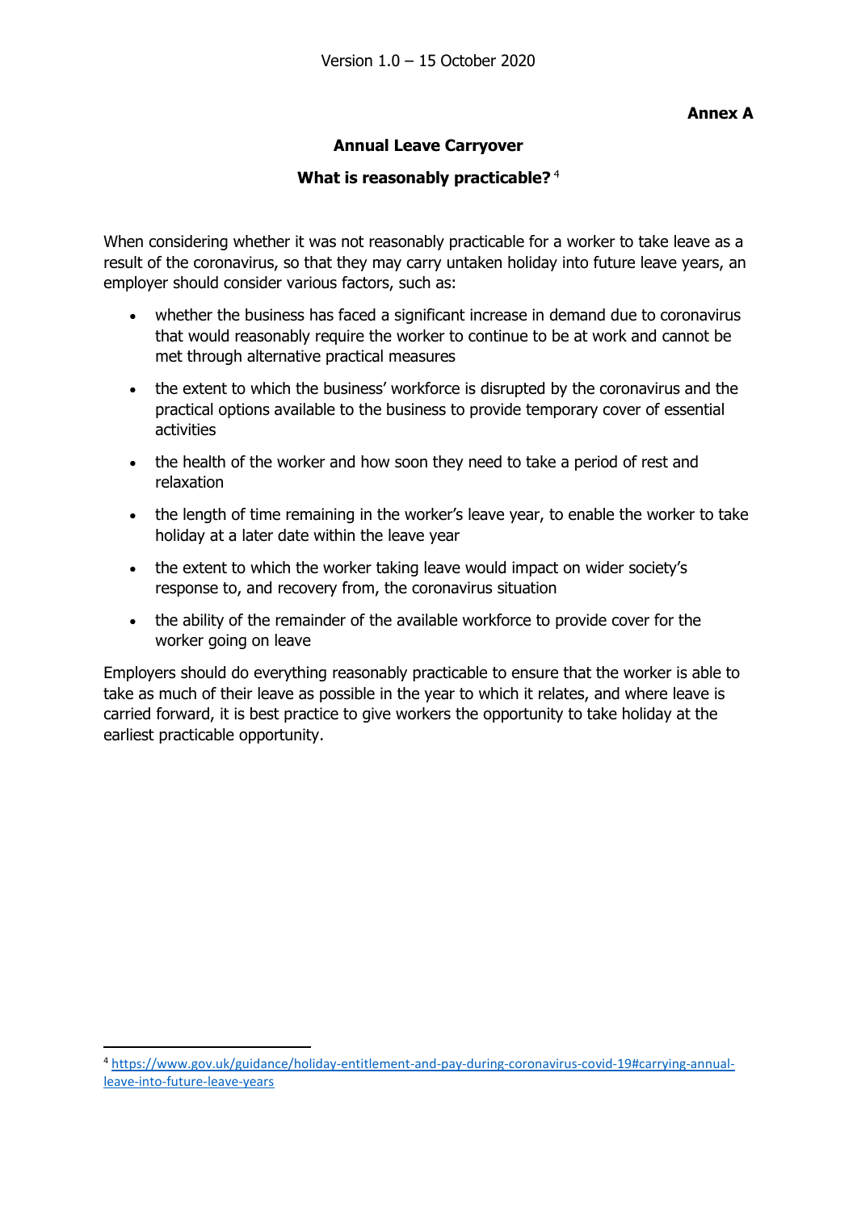**Annex A**

## Annual Leave Carryover

### What is reasonably practicable? [4]

When considering whether it was not reasonably practicable for a worker to take leave as a result of the coronavirus, so that they may carry untaken holiday into future leave years, an employer should consider various factors, such as:

- whether the business has faced a significant increase in demand due to coronavirus that would reasonably require the worker to continue to be at work and cannot be met through alternative practical measures
- the extent to which the business' workforce is disrupted by the coronavirus and the practical options available to the business to provide temporary cover of essential activities
- the health of the worker and how soon they need to take a period of rest and relaxation
- the length of time remaining in the worker's leave year, to enable the worker to take holiday at a later date within the leave year
- the extent to which the worker taking leave would impact on wider society's response to, and recovery from, the coronavirus situation
- the ability of the remainder of the available workforce to provide cover for the worker going on leave

Employers should do everything reasonably practicable to ensure that the worker is able to take as much of their leave as possible in the year to which it relates, and where leave is carried forward, it is best practice to give workers the opportunity to take holiday at the earliest practicable opportunity.

[4] https://www.gov.uk/guidance/holiday-entitlement-and-pay-during-coronavirus-covid-19#carrying-annual-leave-into-future-leave-years